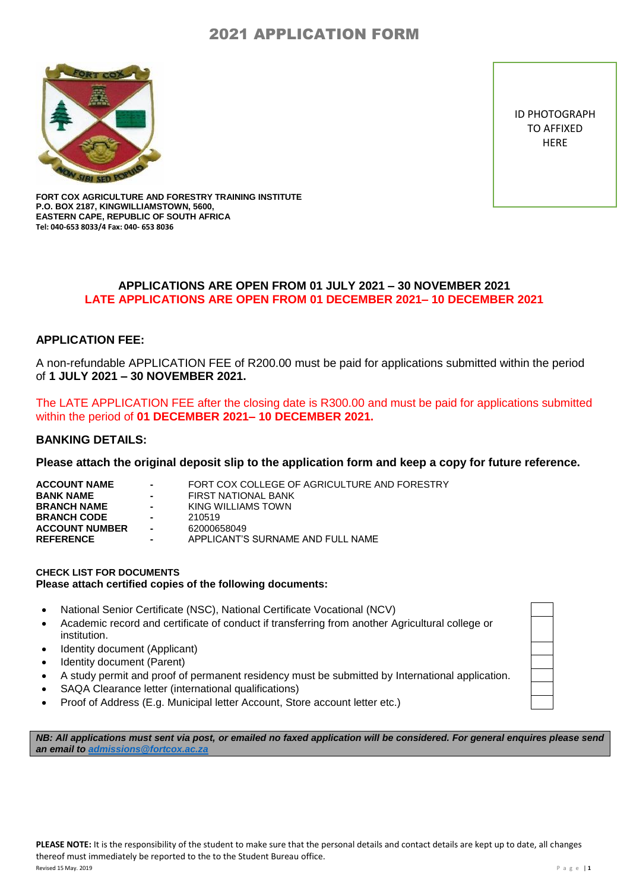# 2021 APPLICATION FORM

ID PHOTOGRAPH TO AFFIXED HERE

**FORT COX AGRICULTURE AND FORESTRY TRAINING INSTITUTE**
**P.O. BOX 2187, KINGWILLIAMSTOWN, 5600,**
**EASTERN CAPE, REPUBLIC OF SOUTH AFRICA**
**Tel: 040-653 8033/4 Fax: 040- 653 8036**

**APPLICATIONS ARE OPEN FROM 01 JULY 2021 – 30 NOVEMBER 2021**
**LATE APPLICATIONS ARE OPEN FROM 01 DECEMBER 2021– 10 DECEMBER 2021**

## APPLICATION FEE:

A non-refundable APPLICATION FEE of R200.00 must be paid for applications submitted within the period of **1 JULY 2021 – 30 NOVEMBER 2021.**

The LATE APPLICATION FEE after the closing date is R300.00 and must be paid for applications submitted within the period of **01 DECEMBER 2021– 10 DECEMBER 2021.**

## BANKING DETAILS:

**Please attach the original deposit slip to the application form and keep a copy for future reference.**

| | | |
|---|---|---|
| **ACCOUNT NAME** | - | FORT COX COLLEGE OF AGRICULTURE AND FORESTRY |
| **BANK NAME** | - | FIRST NATIONAL BANK |
| **BRANCH NAME** | - | KING WILLIAMS TOWN |
| **BRANCH CODE** | - | 210519 |
| **ACCOUNT NUMBER** | - | 62000658049 |
| **REFERENCE** | - | APPLICANT'S SURNAME AND FULL NAME |

**CHECK LIST FOR DOCUMENTS**
**Please attach certified copies of the following documents:**

- National Senior Certificate (NSC), National Certificate Vocational (NCV) ☐
- Academic record and certificate of conduct if transferring from another Agricultural college or institution. ☐
- Identity document (Applicant) ☐
- Identity document (Parent) ☐
- A study permit and proof of permanent residency must be submitted by International application. ☐
- SAQA Clearance letter (international qualifications) ☐
- Proof of Address (E.g. Municipal letter Account, Store account letter etc.) ☐

***NB: All applications must sent via post, or emailed no faxed application will be considered. For general enquires please send an email to admissions@fortcox.ac.za***

**PLEASE NOTE:** It is the responsibility of the student to make sure that the personal details and contact details are kept up to date, all changes thereof must immediately be reported to the to the Student Bureau office.

Revised 15 May. 2019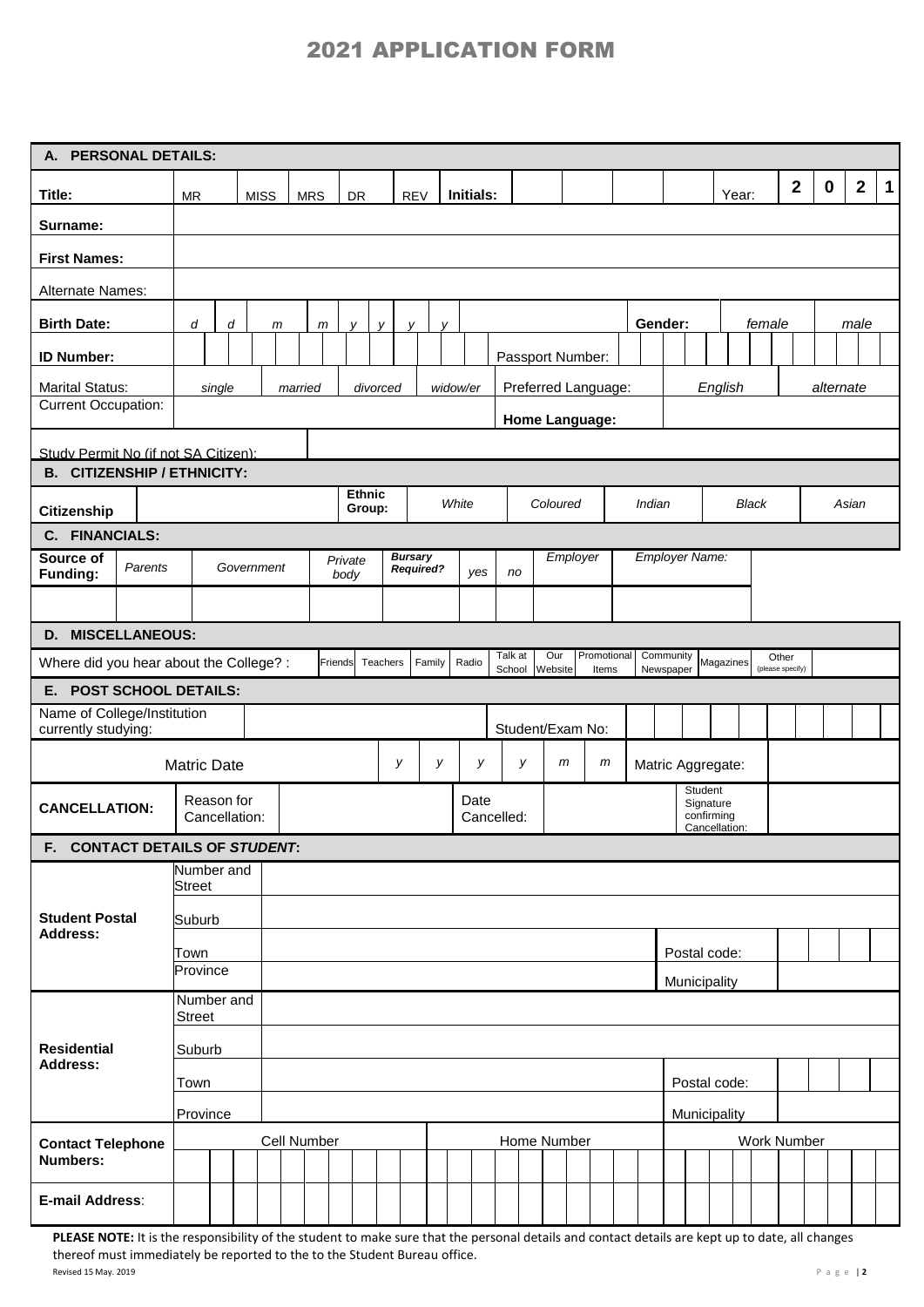# 2021 APPLICATION FORM

| A. PERSONAL DETAILS: | | | | | | | | | |
|---|---|---|---|---|---|---|---|---|---|
| Title: | MR | MISS | MRS | DR | REV | Initials: | | Year: | 2021 |
| Surname: | | | | | | | | | |
| First Names: | | | | | | | | | |
| Alternate Names: | | | | | | | | | |
| Birth Date: | d d | m m | y y y y | | | | Gender: | female | male |
| ID Number: | | | | | | | Passport Number: | | |
| Marital Status: | single | married | divorced | widow/er | | | Preferred Language: | English | alternate |
| Current Occupation: | | | | | | | Home Language: | | |
| Study Permit No (if not SA Citizen): | | | | | | | | | |

| B. CITIZENSHIP / ETHNICITY: | | | | | | | |
|---|---|---|---|---|---|---|---|
| Citizenship | | Ethnic Group: | White | Coloured | Indian | Black | Asian |

| C. FINANCIALS: | | | | | | | | |
|---|---|---|---|---|---|---|---|---|
| Source of Funding: | Parents | Government | Private body | Bursary Required? | yes | no | Employer | Employer Name: |
| | | | | | | | | |

| D. MISCELLANEOUS: | | | | | | | | | | | | |
|---|---|---|---|---|---|---|---|---|---|---|---|---|
| Where did you hear about the College? : | Friends | Teachers | Family | Radio | Talk at School | Our Website | Promotional Items | Community Newspaper | Magazines | Other (please specify) | |

| E. POST SCHOOL DETAILS: | | | | | |
|---|---|---|---|---|---|
| Name of College/Institution currently studying: | | Student/Exam No: | | | |
| Matric Date | y y y y m m | | Matric Aggregate: | | |
| CANCELLATION: | Reason for Cancellation: | | Date Cancelled: | | Student Signature confirming Cancellation: |

| F. CONTACT DETAILS OF *STUDENT*: | | | | |
|---|---|---|---|---|
| Student Postal Address: | Number and Street | | | |
| | Suburb | | | |
| | Town | | Postal code: | |
| | Province | | Municipality | |
| Residential Address: | Number and Street | | | |
| | Suburb | | | |
| | Town | | Postal code: | |
| | Province | | Municipality | |
| Contact Telephone Numbers: | Cell Number | Home Number | Work Number | |
| | | | | |
| E-mail Address: | | | | |

**PLEASE NOTE:** It is the responsibility of the student to make sure that the personal details and contact details are kept up to date, all changes thereof must immediately be reported to the to the Student Bureau office.

Revised 15 May. 2019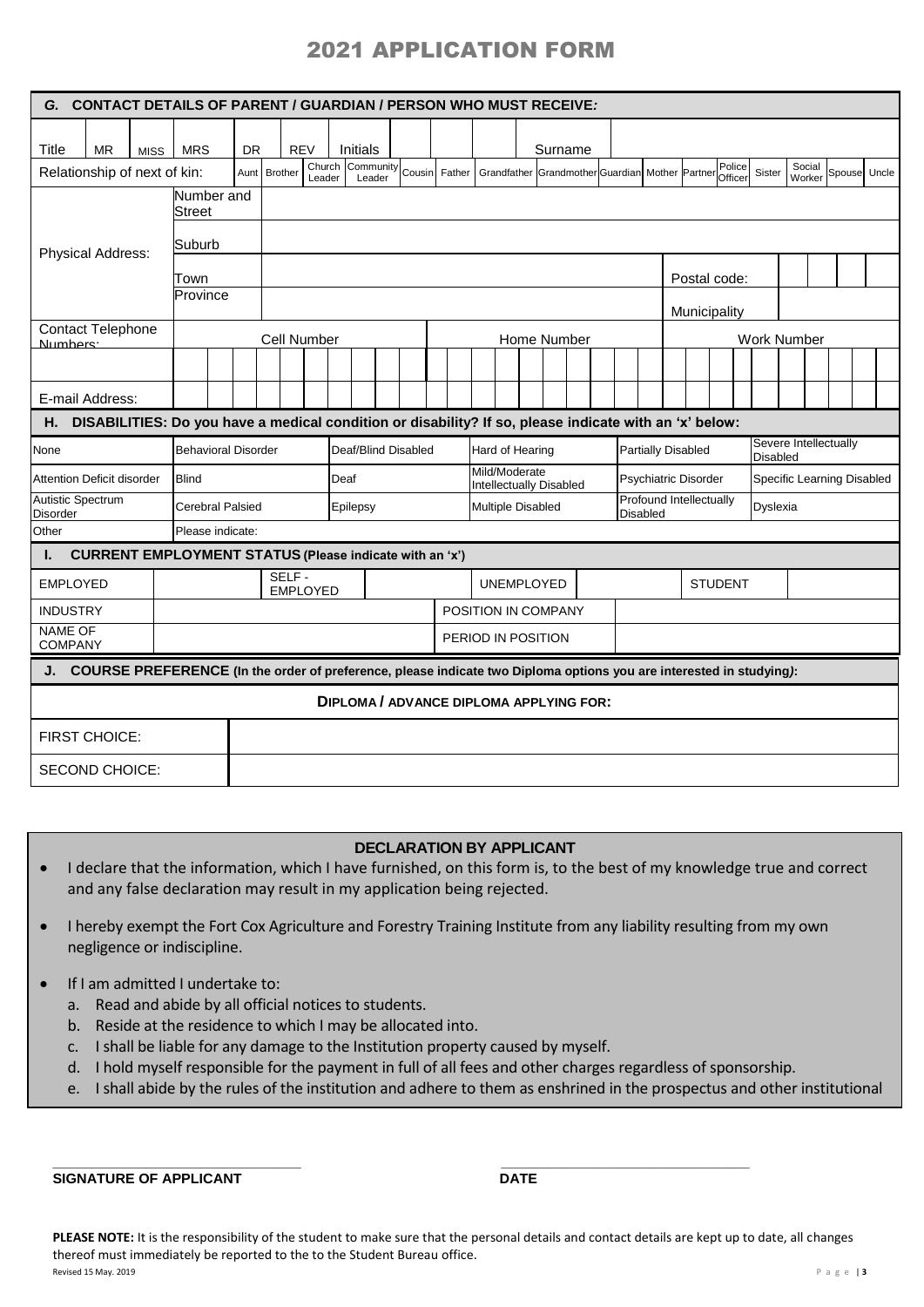# 2021 APPLICATION FORM

## G. CONTACT DETAILS OF PARENT / GUARDIAN / PERSON WHO MUST RECEIVE:

| Title | MR | MISS | MRS | DR | REV | Initials | | | | | Surname | |
|---|---|---|---|---|---|---|---|---|---|---|---|---|

Relationship of next of kin: Aunt | Brother | Church Leader | Community Leader | Cousin | Father | Grandfather | Grandmother | Guardian | Mother | Partner | Police Officer | Sister | Social Worker | Spouse | Uncle

| Physical Address: | | | | |
|---|---|---|---|---|
| | Number and Street | | | |
| | Suburb | | | |
| | Town | | Postal code: | |
| | Province | | Municipality | |

| Contact Telephone Numbers: | Cell Number | Home Number | Work Number |
|---|---|---|---|
| | | | |
| E-mail Address: | | | |

## H. DISABILITIES: Do you have a medical condition or disability? If so, please indicate with an 'x' below:

| | | | | | |
|---|---|---|---|---|---|
| None | Behavioral Disorder | Deaf/Blind Disabled | Hard of Hearing | Partially Disabled | Severe Intellectually Disabled |
| Attention Deficit disorder | Blind | Deaf | Mild/Moderate Intellectually Disabled | Psychiatric Disorder | Specific Learning Disabled |
| Autistic Spectrum Disorder | Cerebral Palsied | Epilepsy | Multiple Disabled | Profound Intellectually Disabled | Dyslexia |
| Other | Please indicate: | | | | |

## I. CURRENT EMPLOYMENT STATUS (Please indicate with an 'x')

| EMPLOYED | | SELF - EMPLOYED | | UNEMPLOYED | | STUDENT | |
|---|---|---|---|---|---|---|---|
| INDUSTRY | | | | POSITION IN COMPANY | | | |
| NAME OF COMPANY | | | | PERIOD IN POSITION | | | |

## J. COURSE PREFERENCE (In the order of preference, please indicate two Diploma options you are interested in studying):

| | DIPLOMA / ADVANCE DIPLOMA APPLYING FOR: |
|---|---|
| FIRST CHOICE: | |
| SECOND CHOICE: | |

### DECLARATION BY APPLICANT

- I declare that the information, which I have furnished, on this form is, to the best of my knowledge true and correct and any false declaration may result in my application being rejected.
- I hereby exempt the Fort Cox Agriculture and Forestry Training Institute from any liability resulting from my own negligence or indiscipline.
- If I am admitted I undertake to:
  a. Read and abide by all official notices to students.
  b. Reside at the residence to which I may be allocated into.
  c. I shall be liable for any damage to the Institution property caused by myself.
  d. I hold myself responsible for the payment in full of all fees and other charges regardless of sponsorship.
  e. I shall abide by the rules of the institution and adhere to them as enshrined in the prospectus and other institutional

**SIGNATURE OF APPLICANT** ______________________ **DATE** ______________________

**PLEASE NOTE:** It is the responsibility of the student to make sure that the personal details and contact details are kept up to date, all changes thereof must immediately be reported to the to the Student Bureau office.

Revised 15 May. 2019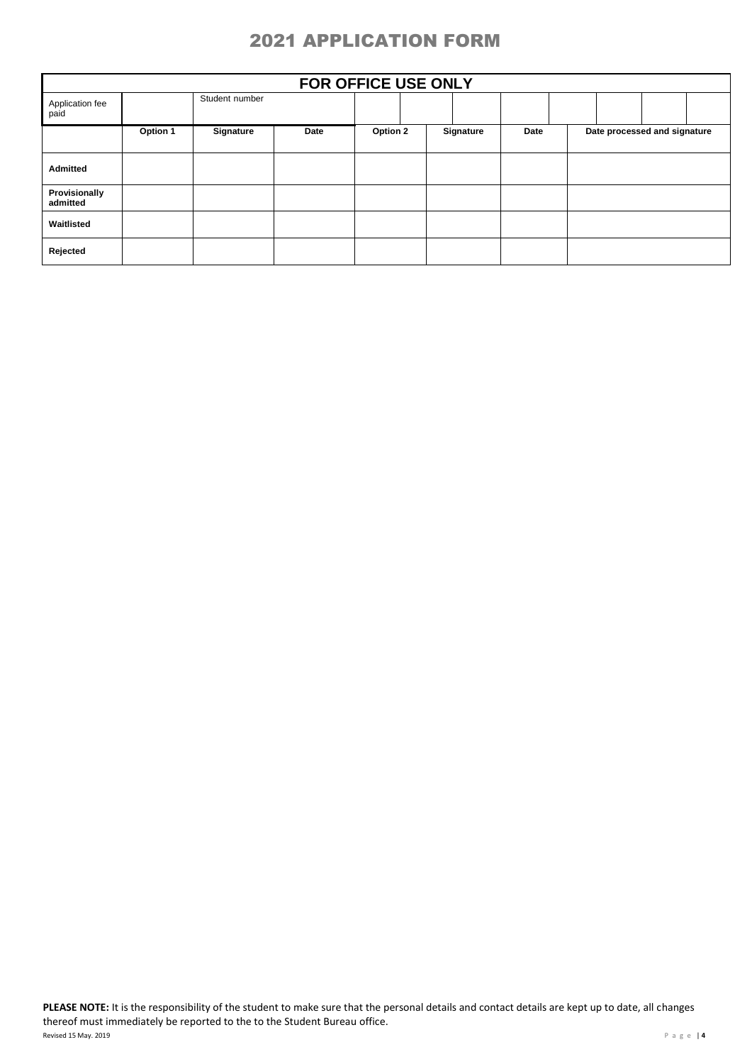# 2021 APPLICATION FORM

| FOR OFFICE USE ONLY | | | | | | | |
|---|---|---|---|---|---|---|---|
| Application fee paid | | Student number | | | | | |
| | **Option 1** | **Signature** | **Date** | **Option 2** | **Signature** | **Date** | **Date processed and signature** |
| **Admitted** | | | | | | | |
| **Provisionally admitted** | | | | | | | |
| **Waitlisted** | | | | | | | |
| **Rejected** | | | | | | | |

**PLEASE NOTE:** It is the responsibility of the student to make sure that the personal details and contact details are kept up to date, all changes thereof must immediately be reported to the to the Student Bureau office.

Revised 15 May. 2019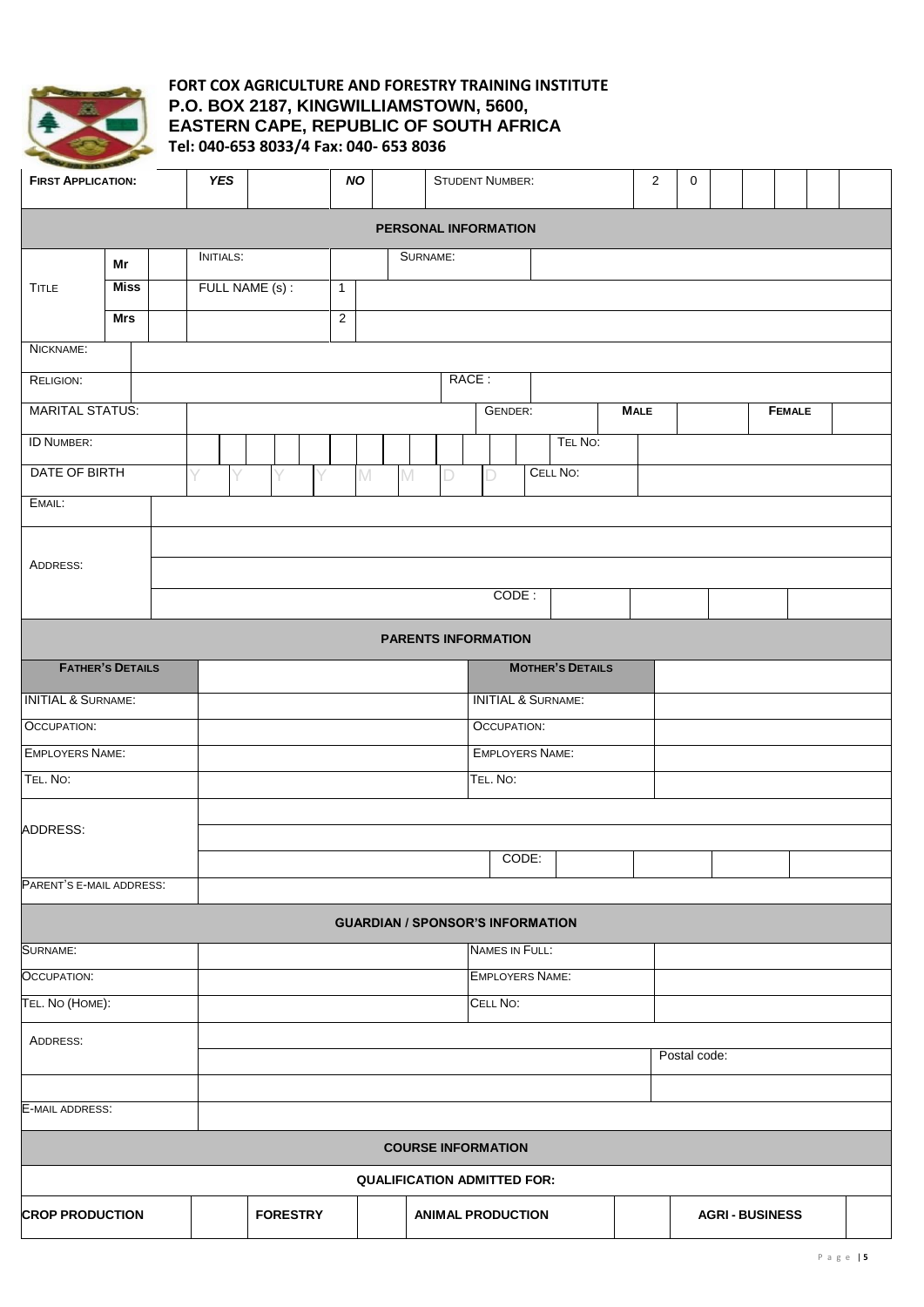**FORT COX AGRICULTURE AND FORESTRY TRAINING INSTITUTE**
**P.O. BOX 2187, KINGWILLIAMSTOWN, 5600,**
**EASTERN CAPE, REPUBLIC OF SOUTH AFRICA**
**Tel: 040-653 8033/4 Fax: 040- 653 8036**

| **FIRST APPLICATION:** | ***YES*** | | ***NO*** | | STUDENT NUMBER: | 2 | 0 | | | | | |
|---|---|---|---|---|---|---|---|---|---|---|---|---|

**PERSONAL INFORMATION**

| TITLE | **Mr** | | INITIALS: | | SURNAME: | |
|---|---|---|---|---|---|---|
| | **Miss** | | FULL NAME (s) : | 1 | | |
| | **Mrs** | | | 2 | | |

| NICKNAME: | | | |
|---|---|---|---|
| RELIGION: | | RACE : | |

| MARITAL STATUS: | | GENDER: | **MALE** | | **FEMALE** | |
|---|---|---|---|---|---|---|

| ID NUMBER: | | | | | | | | | | | | | | TEL NO: | |
|---|---|---|---|---|---|---|---|---|---|---|---|---|---|---|---|
| DATE OF BIRTH | Y | Y | Y | Y | M | M | D | D | | | | | | CELL NO: | |

| EMAIL: | | | | | | |
|---|---|---|---|---|---|---|
| ADDRESS: | | | | | | |
| | | | | | | |
| | CODE : | | | | | |

**PARENTS INFORMATION**

| **FATHER'S DETAILS** | | **MOTHER'S DETAILS** | |
|---|---|---|---|
| INITIAL & SURNAME: | | INITIAL & SURNAME: | |
| OCCUPATION: | | OCCUPATION: | |
| EMPLOYERS NAME: | | EMPLOYERS NAME: | |
| TEL. NO: | | TEL. NO: | |

| ADDRESS: | | | | | |
|---|---|---|---|---|---|
| | | | | | |
| | CODE: | | | | |
| PARENT'S E-MAIL ADDRESS: | | | | | |

**GUARDIAN / SPONSOR'S INFORMATION**

| SURNAME: | | NAMES IN FULL: | |
|---|---|---|---|
| OCCUPATION: | | EMPLOYERS NAME: | |
| TEL. NO (HOME): | | CELL NO: | |

| ADDRESS: | | |
|---|---|---|
| | | Postal code: |
| | | |
| E-MAIL ADDRESS: | | |

**COURSE INFORMATION**

**QUALIFICATION ADMITTED FOR:**

| **CROP PRODUCTION** | | **FORESTRY** | | **ANIMAL PRODUCTION** | | **AGRI - BUSINESS** | |
|---|---|---|---|---|---|---|---|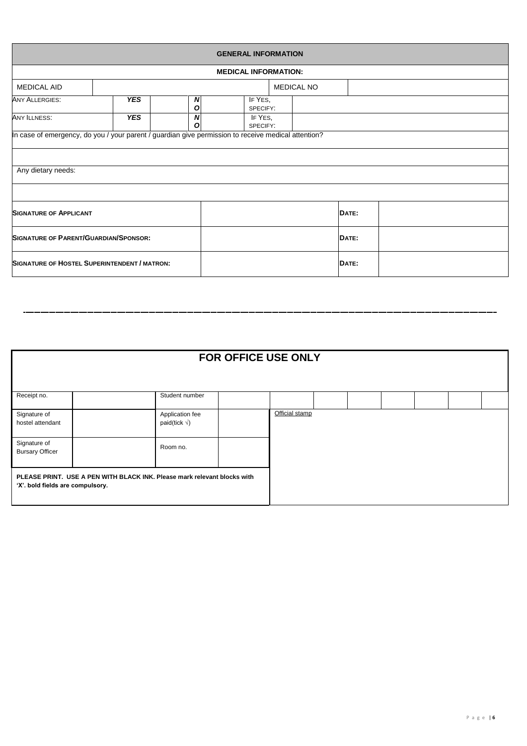| GENERAL INFORMATION | | | | | | | |
|---|---|---|---|---|---|---|---|
| **MEDICAL INFORMATION:** | | | | | | | |
| MEDICAL AID | | | | | MEDICAL NO | | |
| ANY ALLERGIES: | ***YES*** | | ***NO*** | | IF YES, SPECIFY: | | |
| ANY ILLNESS: | ***YES*** | | ***NO*** | | IF YES, SPECIFY: | | |
| In case of emergency, do you / your parent / guardian give permission to receive medical attention? | | | | | | | |
| | | | | | | | |
| Any dietary needs: | | | | | | | |
| | | | | | | | |
| **SIGNATURE OF APPLICANT** | | | | | | **DATE:** | |
| **SIGNATURE OF PARENT/GUARDIAN/SPONSOR:** | | | | | | **DATE:** | |
| **SIGNATURE OF HOSTEL SUPERINTENDENT / MATRON:** | | | | | | **DATE:** | |

---

## FOR OFFICE USE ONLY

| | | | | | | | | | | |
|---|---|---|---|---|---|---|---|---|---|---|
| Receipt no. | | Student number | | | | | | | | |
| Signature of hostel attendant | | Application fee paid(tick √) | | Official stamp | | | | | | |
| Signature of Bursary Officer | | Room no. | | | | | | | | |

**PLEASE PRINT. USE A PEN WITH BLACK INK. Please mark relevant blocks with 'X'. bold fields are compulsory.**